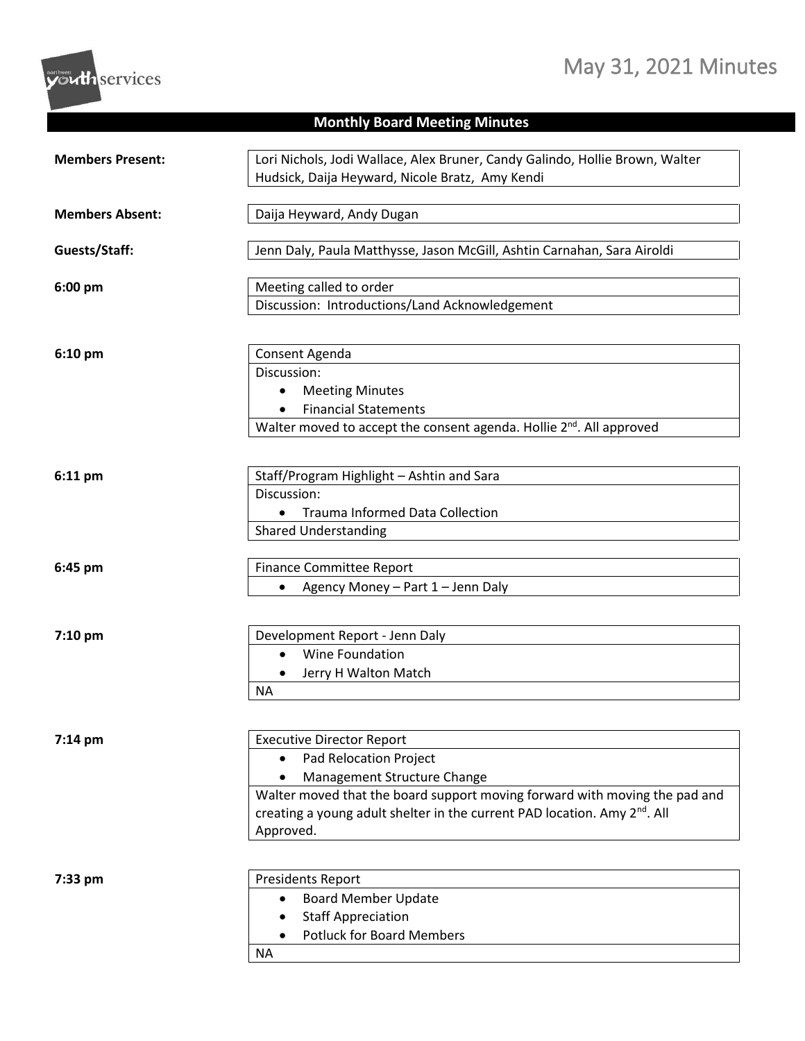# May 31, 2021 Minutes

## Monthly Board Meeting Minutes

| | |
|---|---|
| **Members Present:** | Lori Nichols, Jodi Wallace, Alex Bruner, Candy Galindo, Hollie Brown, Walter Hudsick, Daija Heyward, Nicole Bratz, Amy Kendi |
| **Members Absent:** | Daija Heyward, Andy Dugan |
| **Guests/Staff:** | Jenn Daly, Paula Matthysse, Jason McGill, Ashtin Carnahan, Sara Airoldi |

**6:00 pm**

Meeting called to order

Discussion: Introductions/Land Acknowledgement

**6:10 pm**

Consent Agenda

Discussion:

- Meeting Minutes
- Financial Statements

Walter moved to accept the consent agenda. Hollie 2nd. All approved

**6:11 pm**

Staff/Program Highlight – Ashtin and Sara

Discussion:

- Trauma Informed Data Collection

Shared Understanding

**6:45 pm**

Finance Committee Report

- Agency Money – Part 1 – Jenn Daly

**7:10 pm**

Development Report - Jenn Daly

- Wine Foundation
- Jerry H Walton Match

NA

**7:14 pm**

Executive Director Report

- Pad Relocation Project
- Management Structure Change

Walter moved that the board support moving forward with moving the pad and creating a young adult shelter in the current PAD location. Amy 2nd. All Approved.

**7:33 pm**

Presidents Report

- Board Member Update
- Staff Appreciation
- Potluck for Board Members

NA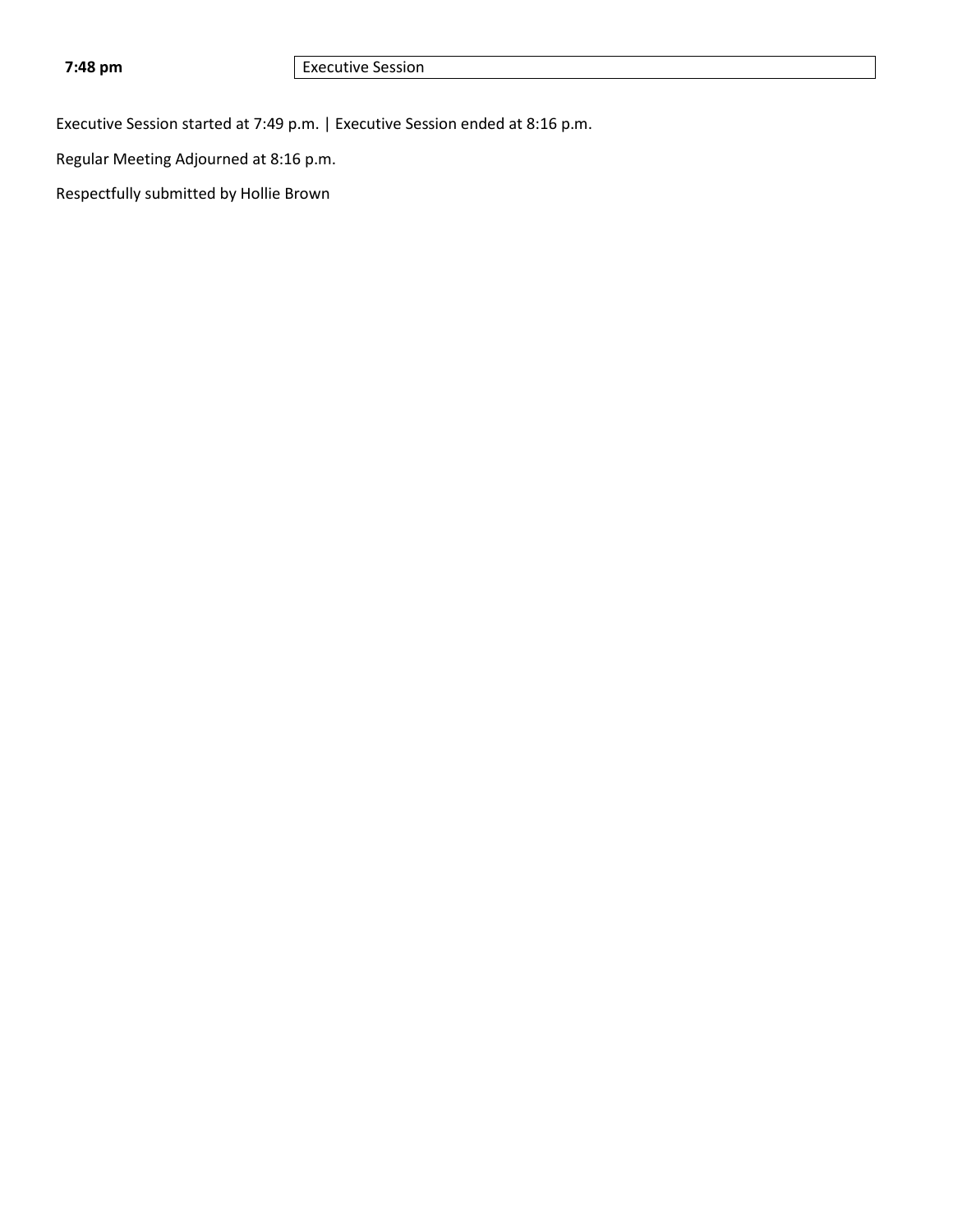| | |
|---|---|
| **7:48 pm** | Executive Session |

Executive Session started at 7:49 p.m. | Executive Session ended at 8:16 p.m.

Regular Meeting Adjourned at 8:16 p.m.

Respectfully submitted by Hollie Brown